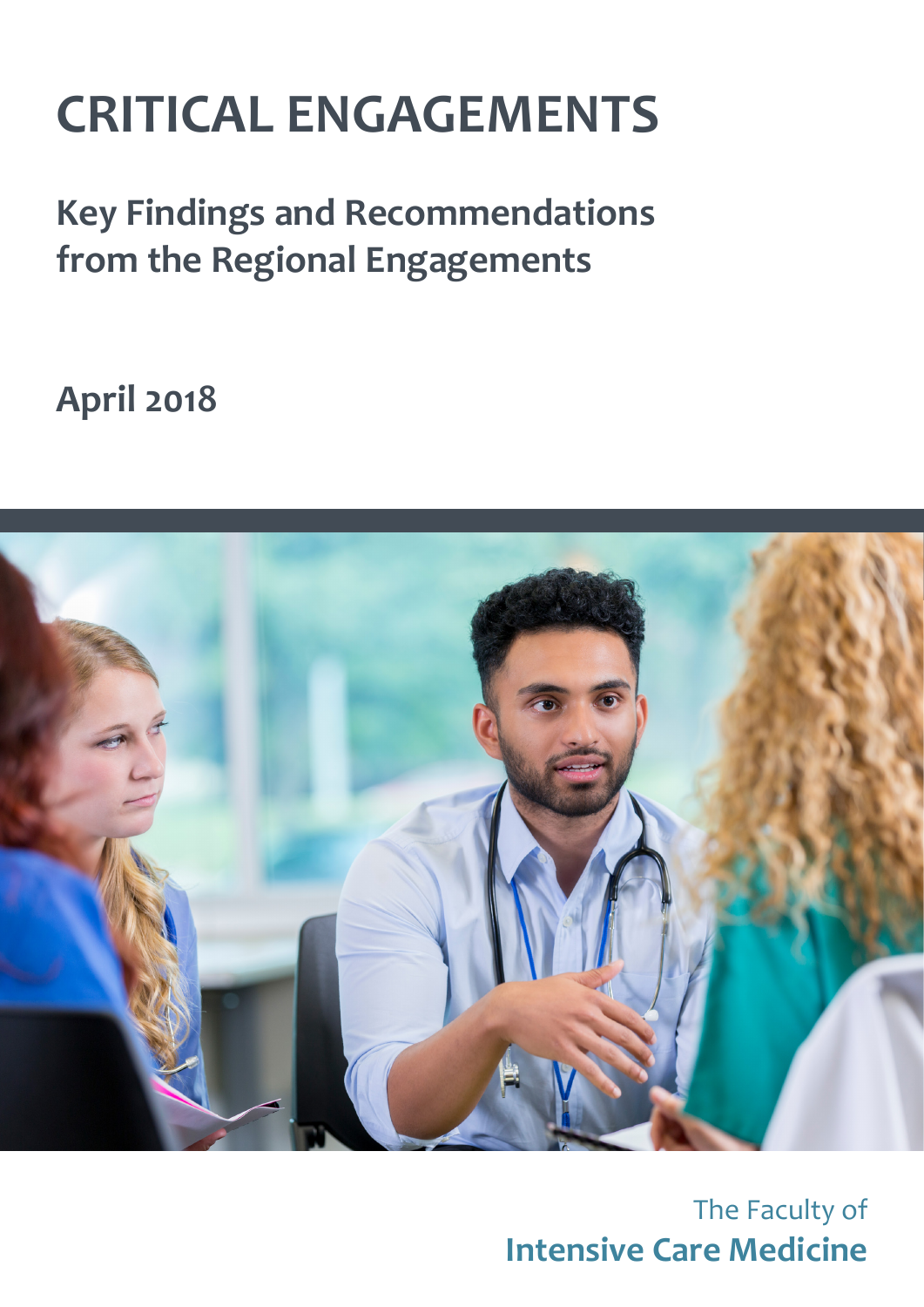# CRITICAL ENGAGEMENTS

## Key Findings and Recommendations from the Regional Engagements

**April 2018**

The Faculty of

**Intensive Care Medicine**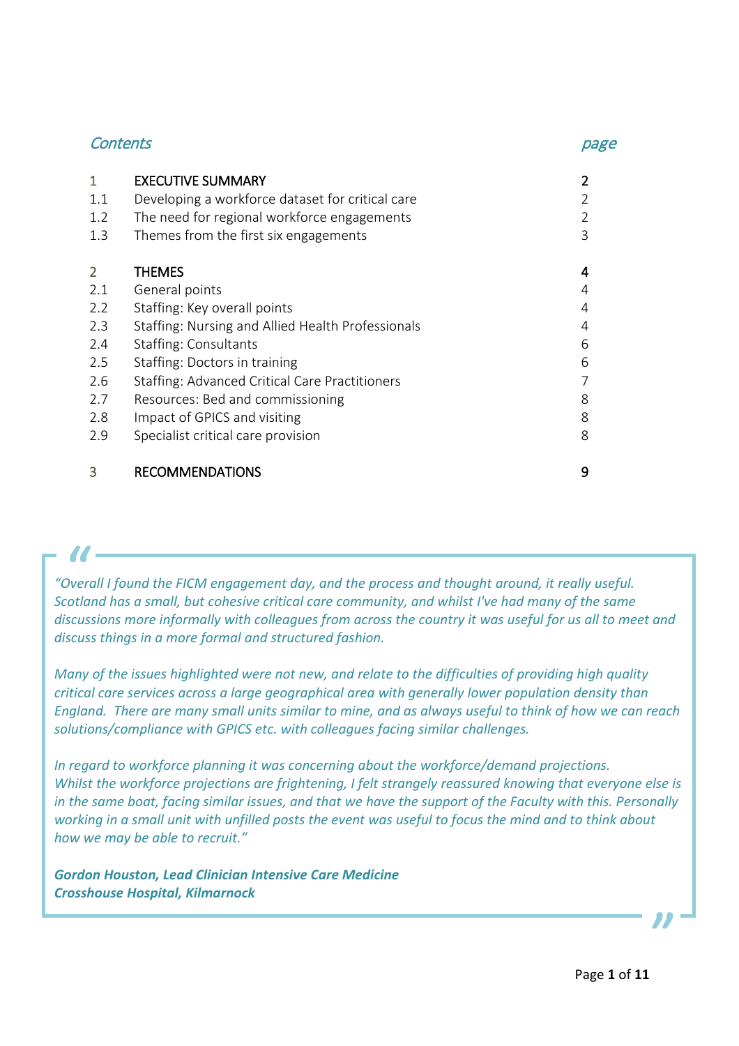*Contents* *page*

| | | |
|---|---|---|
| 1 | EXECUTIVE SUMMARY | 2 |
| 1.1 | Developing a workforce dataset for critical care | 2 |
| 1.2 | The need for regional workforce engagements | 2 |
| 1.3 | Themes from the first six engagements | 3 |
| | | |
| 2 | THEMES | 4 |
| 2.1 | General points | 4 |
| 2.2 | Staffing: Key overall points | 4 |
| 2.3 | Staffing: Nursing and Allied Health Professionals | 4 |
| 2.4 | Staffing: Consultants | 6 |
| 2.5 | Staffing: Doctors in training | 6 |
| 2.6 | Staffing: Advanced Critical Care Practitioners | 7 |
| 2.7 | Resources: Bed and commissioning | 8 |
| 2.8 | Impact of GPICS and visiting | 8 |
| 2.9 | Specialist critical care provision | 8 |
| | | |
| 3 | RECOMMENDATIONS | 9 |

> *"Overall I found the FICM engagement day, and the process and thought around, it really useful. Scotland has a small, but cohesive critical care community, and whilst I've had many of the same discussions more informally with colleagues from across the country it was useful for us all to meet and discuss things in a more formal and structured fashion.*
>
> *Many of the issues highlighted were not new, and relate to the difficulties of providing high quality critical care services across a large geographical area with generally lower population density than England. There are many small units similar to mine, and as always useful to think of how we can reach solutions/compliance with GPICS etc. with colleagues facing similar challenges.*
>
> *In regard to workforce planning it was concerning about the workforce/demand projections. Whilst the workforce projections are frightening, I felt strangely reassured knowing that everyone else is in the same boat, facing similar issues, and that we have the support of the Faculty with this. Personally working in a small unit with unfilled posts the event was useful to focus the mind and to think about how we may be able to recruit."*
>
> ***Gordon Houston, Lead Clinician Intensive Care Medicine***
> ***Crosshouse Hospital, Kilmarnock***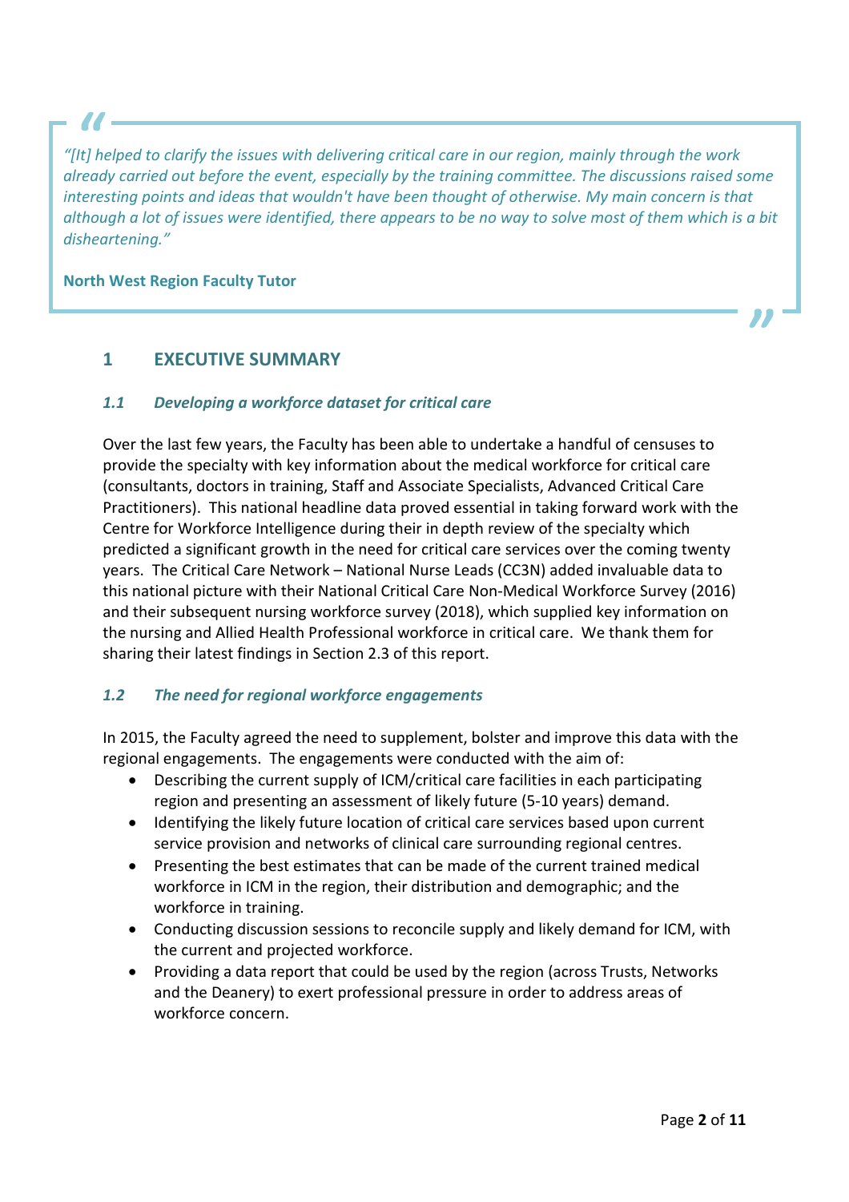> *"[It] helped to clarify the issues with delivering critical care in our region, mainly through the work already carried out before the event, especially by the training committee. The discussions raised some interesting points and ideas that wouldn't have been thought of otherwise. My main concern is that although a lot of issues were identified, there appears to be no way to solve most of them which is a bit disheartening."*
>
> **North West Region Faculty Tutor**

# 1 EXECUTIVE SUMMARY

## *1.1 Developing a workforce dataset for critical care*

Over the last few years, the Faculty has been able to undertake a handful of censuses to provide the specialty with key information about the medical workforce for critical care (consultants, doctors in training, Staff and Associate Specialists, Advanced Critical Care Practitioners). This national headline data proved essential in taking forward work with the Centre for Workforce Intelligence during their in depth review of the specialty which predicted a significant growth in the need for critical care services over the coming twenty years. The Critical Care Network – National Nurse Leads (CC3N) added invaluable data to this national picture with their National Critical Care Non-Medical Workforce Survey (2016) and their subsequent nursing workforce survey (2018), which supplied key information on the nursing and Allied Health Professional workforce in critical care. We thank them for sharing their latest findings in Section 2.3 of this report.

## *1.2 The need for regional workforce engagements*

In 2015, the Faculty agreed the need to supplement, bolster and improve this data with the regional engagements. The engagements were conducted with the aim of:

- Describing the current supply of ICM/critical care facilities in each participating region and presenting an assessment of likely future (5-10 years) demand.
- Identifying the likely future location of critical care services based upon current service provision and networks of clinical care surrounding regional centres.
- Presenting the best estimates that can be made of the current trained medical workforce in ICM in the region, their distribution and demographic; and the workforce in training.
- Conducting discussion sessions to reconcile supply and likely demand for ICM, with the current and projected workforce.
- Providing a data report that could be used by the region (across Trusts, Networks and the Deanery) to exert professional pressure in order to address areas of workforce concern.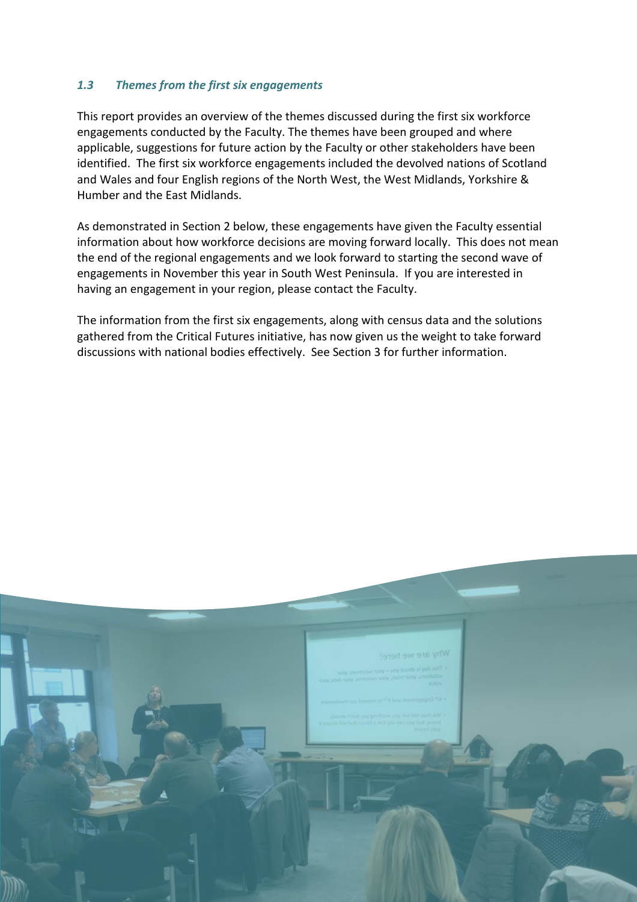### *1.3 Themes from the first six engagements*

This report provides an overview of the themes discussed during the first six workforce engagements conducted by the Faculty. The themes have been grouped and where applicable, suggestions for future action by the Faculty or other stakeholders have been identified. The first six workforce engagements included the devolved nations of Scotland and Wales and four English regions of the North West, the West Midlands, Yorkshire & Humber and the East Midlands.

As demonstrated in Section 2 below, these engagements have given the Faculty essential information about how workforce decisions are moving forward locally. This does not mean the end of the regional engagements and we look forward to starting the second wave of engagements in November this year in South West Peninsula. If you are interested in having an engagement in your region, please contact the Faculty.

The information from the first six engagements, along with census data and the solutions gathered from the Critical Futures initiative, has now given us the weight to take forward discussions with national bodies effectively. See Section 3 for further information.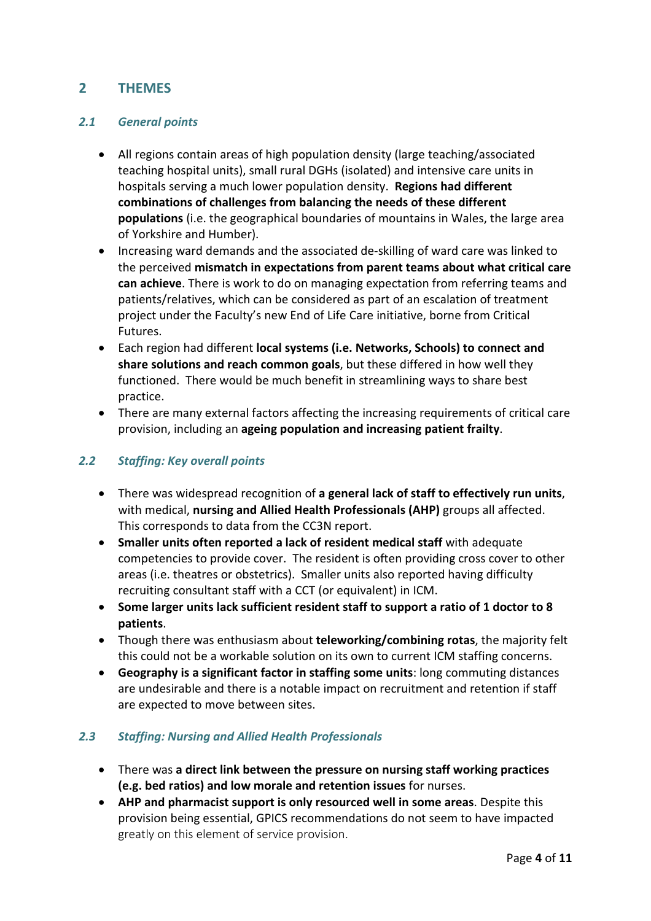## 2 THEMES

### *2.1 General points*

- All regions contain areas of high population density (large teaching/associated teaching hospital units), small rural DGHs (isolated) and intensive care units in hospitals serving a much lower population density. **Regions had different combinations of challenges from balancing the needs of these different populations** (i.e. the geographical boundaries of mountains in Wales, the large area of Yorkshire and Humber).
- Increasing ward demands and the associated de-skilling of ward care was linked to the perceived **mismatch in expectations from parent teams about what critical care can achieve**. There is work to do on managing expectation from referring teams and patients/relatives, which can be considered as part of an escalation of treatment project under the Faculty's new End of Life Care initiative, borne from Critical Futures.
- Each region had different **local systems (i.e. Networks, Schools) to connect and share solutions and reach common goals**, but these differed in how well they functioned. There would be much benefit in streamlining ways to share best practice.
- There are many external factors affecting the increasing requirements of critical care provision, including an **ageing population and increasing patient frailty**.

### *2.2 Staffing: Key overall points*

- There was widespread recognition of **a general lack of staff to effectively run units**, with medical, **nursing and Allied Health Professionals (AHP)** groups all affected. This corresponds to data from the CC3N report.
- **Smaller units often reported a lack of resident medical staff** with adequate competencies to provide cover. The resident is often providing cross cover to other areas (i.e. theatres or obstetrics). Smaller units also reported having difficulty recruiting consultant staff with a CCT (or equivalent) in ICM.
- **Some larger units lack sufficient resident staff to support a ratio of 1 doctor to 8 patients**.
- Though there was enthusiasm about **teleworking/combining rotas**, the majority felt this could not be a workable solution on its own to current ICM staffing concerns.
- **Geography is a significant factor in staffing some units**: long commuting distances are undesirable and there is a notable impact on recruitment and retention if staff are expected to move between sites.

### *2.3 Staffing: Nursing and Allied Health Professionals*

- There was **a direct link between the pressure on nursing staff working practices (e.g. bed ratios) and low morale and retention issues** for nurses.
- **AHP and pharmacist support is only resourced well in some areas**. Despite this provision being essential, GPICS recommendations do not seem to have impacted greatly on this element of service provision.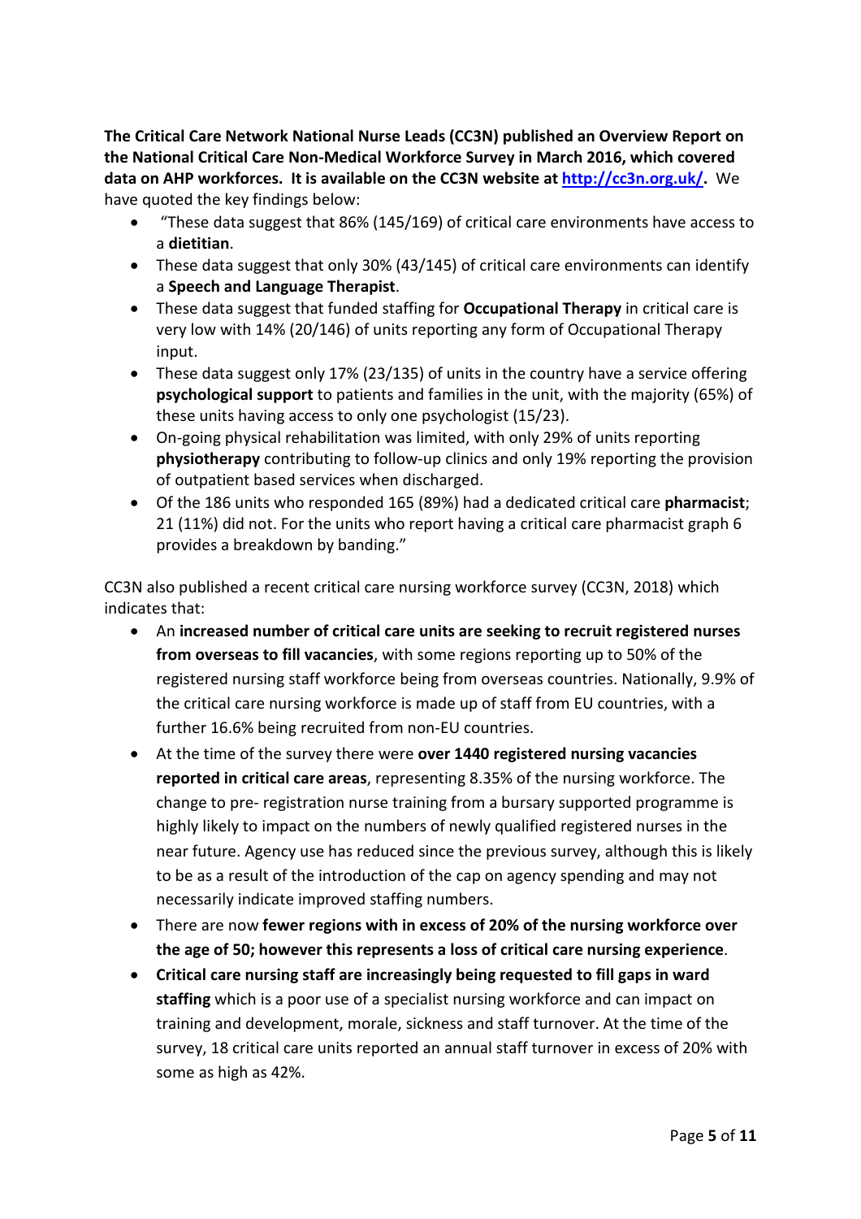**The Critical Care Network National Nurse Leads (CC3N) published an Overview Report on the National Critical Care Non-Medical Workforce Survey in March 2016, which covered data on AHP workforces. It is available on the CC3N website at [http://cc3n.org.uk/](http://cc3n.org.uk/).** We have quoted the key findings below:

- "These data suggest that 86% (145/169) of critical care environments have access to a **dietitian**.
- These data suggest that only 30% (43/145) of critical care environments can identify a **Speech and Language Therapist**.
- These data suggest that funded staffing for **Occupational Therapy** in critical care is very low with 14% (20/146) of units reporting any form of Occupational Therapy input.
- These data suggest only 17% (23/135) of units in the country have a service offering **psychological support** to patients and families in the unit, with the majority (65%) of these units having access to only one psychologist (15/23).
- On-going physical rehabilitation was limited, with only 29% of units reporting **physiotherapy** contributing to follow-up clinics and only 19% reporting the provision of outpatient based services when discharged.
- Of the 186 units who responded 165 (89%) had a dedicated critical care **pharmacist**; 21 (11%) did not. For the units who report having a critical care pharmacist graph 6 provides a breakdown by banding."

CC3N also published a recent critical care nursing workforce survey (CC3N, 2018) which indicates that:

- An **increased number of critical care units are seeking to recruit registered nurses from overseas to fill vacancies**, with some regions reporting up to 50% of the registered nursing staff workforce being from overseas countries. Nationally, 9.9% of the critical care nursing workforce is made up of staff from EU countries, with a further 16.6% being recruited from non-EU countries.
- At the time of the survey there were **over 1440 registered nursing vacancies reported in critical care areas**, representing 8.35% of the nursing workforce. The change to pre- registration nurse training from a bursary supported programme is highly likely to impact on the numbers of newly qualified registered nurses in the near future. Agency use has reduced since the previous survey, although this is likely to be as a result of the introduction of the cap on agency spending and may not necessarily indicate improved staffing numbers.
- There are now **fewer regions with in excess of 20% of the nursing workforce over the age of 50; however this represents a loss of critical care nursing experience**.
- **Critical care nursing staff are increasingly being requested to fill gaps in ward staffing** which is a poor use of a specialist nursing workforce and can impact on training and development, morale, sickness and staff turnover. At the time of the survey, 18 critical care units reported an annual staff turnover in excess of 20% with some as high as 42%.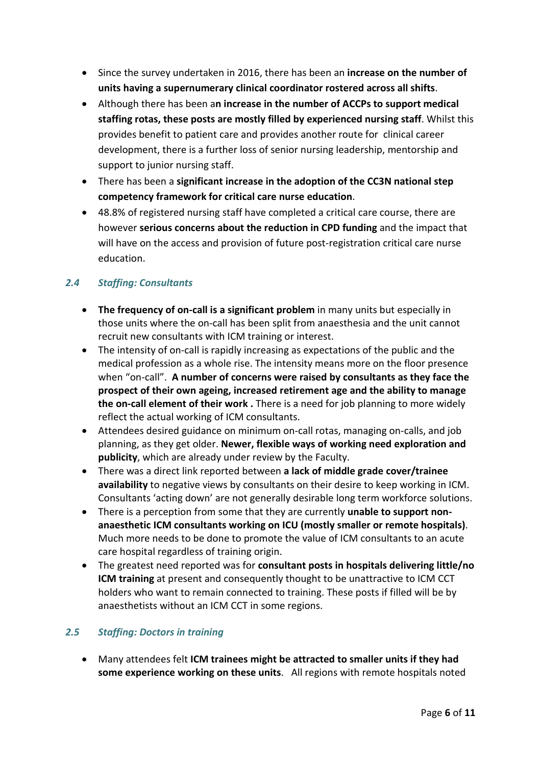- Since the survey undertaken in 2016, there has been an **increase on the number of units having a supernumerary clinical coordinator rostered across all shifts**.
- Although there has been a**n increase in the number of ACCPs to support medical staffing rotas, these posts are mostly filled by experienced nursing staff**. Whilst this provides benefit to patient care and provides another route for clinical career development, there is a further loss of senior nursing leadership, mentorship and support to junior nursing staff.
- There has been a **significant increase in the adoption of the CC3N national step competency framework for critical care nurse education**.
- 48.8% of registered nursing staff have completed a critical care course, there are however **serious concerns about the reduction in CPD funding** and the impact that will have on the access and provision of future post-registration critical care nurse education.

### *2.4 Staffing: Consultants*

- **The frequency of on-call is a significant problem** in many units but especially in those units where the on-call has been split from anaesthesia and the unit cannot recruit new consultants with ICM training or interest.
- The intensity of on-call is rapidly increasing as expectations of the public and the medical profession as a whole rise. The intensity means more on the floor presence when "on-call". **A number of concerns were raised by consultants as they face the prospect of their own ageing, increased retirement age and the ability to manage the on-call element of their work .** There is a need for job planning to more widely reflect the actual working of ICM consultants.
- Attendees desired guidance on minimum on-call rotas, managing on-calls, and job planning, as they get older. **Newer, flexible ways of working need exploration and publicity**, which are already under review by the Faculty.
- There was a direct link reported between **a lack of middle grade cover/trainee availability** to negative views by consultants on their desire to keep working in ICM. Consultants 'acting down' are not generally desirable long term workforce solutions.
- There is a perception from some that they are currently **unable to support non-anaesthetic ICM consultants working on ICU (mostly smaller or remote hospitals)**. Much more needs to be done to promote the value of ICM consultants to an acute care hospital regardless of training origin.
- The greatest need reported was for **consultant posts in hospitals delivering little/no ICM training** at present and consequently thought to be unattractive to ICM CCT holders who want to remain connected to training. These posts if filled will be by anaesthetists without an ICM CCT in some regions.

### *2.5 Staffing: Doctors in training*

- Many attendees felt **ICM trainees might be attracted to smaller units if they had some experience working on these units**. All regions with remote hospitals noted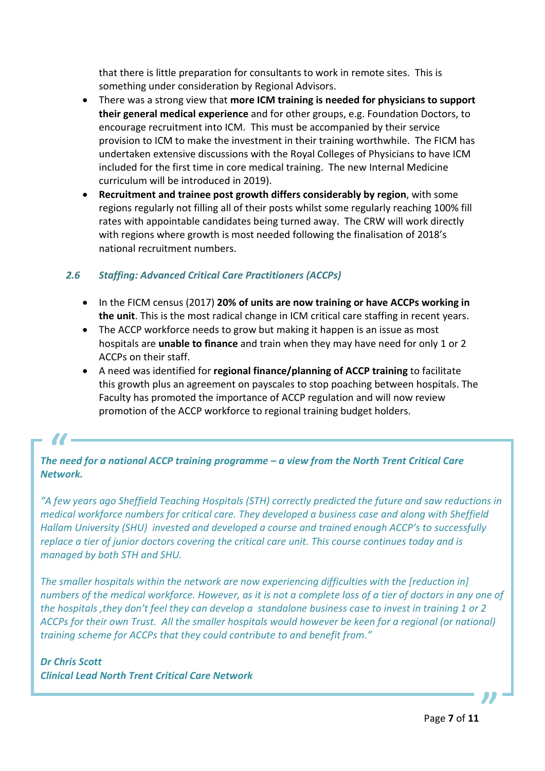that there is little preparation for consultants to work in remote sites. This is something under consideration by Regional Advisors.

- There was a strong view that **more ICM training is needed for physicians to support their general medical experience** and for other groups, e.g. Foundation Doctors, to encourage recruitment into ICM. This must be accompanied by their service provision to ICM to make the investment in their training worthwhile. The FICM has undertaken extensive discussions with the Royal Colleges of Physicians to have ICM included for the first time in core medical training. The new Internal Medicine curriculum will be introduced in 2019).
- **Recruitment and trainee post growth differs considerably by region**, with some regions regularly not filling all of their posts whilst some regularly reaching 100% fill rates with appointable candidates being turned away. The CRW will work directly with regions where growth is most needed following the finalisation of 2018's national recruitment numbers.

### *2.6 Staffing: Advanced Critical Care Practitioners (ACCPs)*

- In the FICM census (2017) **20% of units are now training or have ACCPs working in the unit**. This is the most radical change in ICM critical care staffing in recent years.
- The ACCP workforce needs to grow but making it happen is an issue as most hospitals are **unable to finance** and train when they may have need for only 1 or 2 ACCPs on their staff.
- A need was identified for **regional finance/planning of ACCP training** to facilitate this growth plus an agreement on payscales to stop poaching between hospitals. The Faculty has promoted the importance of ACCP regulation and will now review promotion of the ACCP workforce to regional training budget holders.

> ***The need for a national ACCP training programme – a view from the North Trent Critical Care Network.***
>
> *"A few years ago Sheffield Teaching Hospitals (STH) correctly predicted the future and saw reductions in medical workforce numbers for critical care. They developed a business case and along with Sheffield Hallam University (SHU) invested and developed a course and trained enough ACCP's to successfully replace a tier of junior doctors covering the critical care unit. This course continues today and is managed by both STH and SHU.*
>
> *The smaller hospitals within the network are now experiencing difficulties with the [reduction in] numbers of the medical workforce. However, as it is not a complete loss of a tier of doctors in any one of the hospitals ,they don't feel they can develop a standalone business case to invest in training 1 or 2 ACCPs for their own Trust. All the smaller hospitals would however be keen for a regional (or national) training scheme for ACCPs that they could contribute to and benefit from."*
>
> ***Dr Chris Scott***
> ***Clinical Lead North Trent Critical Care Network***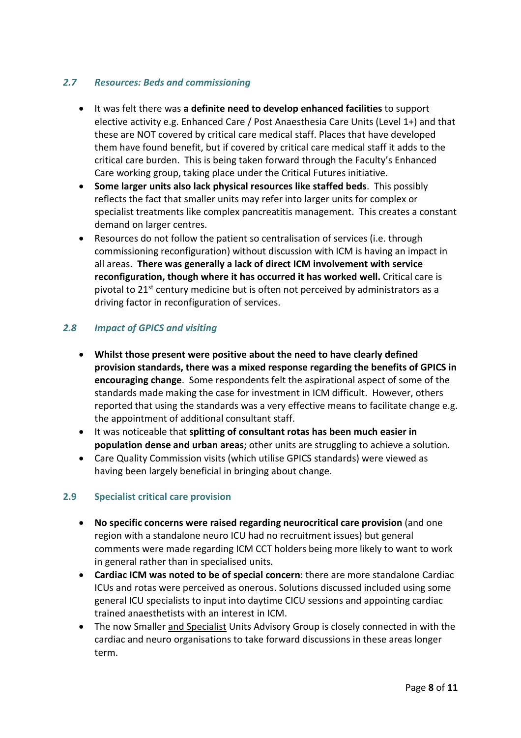### *2.7 Resources: Beds and commissioning*

- It was felt there was **a definite need to develop enhanced facilities** to support elective activity e.g. Enhanced Care / Post Anaesthesia Care Units (Level 1+) and that these are NOT covered by critical care medical staff. Places that have developed them have found benefit, but if covered by critical care medical staff it adds to the critical care burden. This is being taken forward through the Faculty's Enhanced Care working group, taking place under the Critical Futures initiative.
- **Some larger units also lack physical resources like staffed beds**. This possibly reflects the fact that smaller units may refer into larger units for complex or specialist treatments like complex pancreatitis management. This creates a constant demand on larger centres.
- Resources do not follow the patient so centralisation of services (i.e. through commissioning reconfiguration) without discussion with ICM is having an impact in all areas. **There was generally a lack of direct ICM involvement with service reconfiguration, though where it has occurred it has worked well.** Critical care is pivotal to 21st century medicine but is often not perceived by administrators as a driving factor in reconfiguration of services.

### *2.8 Impact of GPICS and visiting*

- **Whilst those present were positive about the need to have clearly defined provision standards, there was a mixed response regarding the benefits of GPICS in encouraging change**. Some respondents felt the aspirational aspect of some of the standards made making the case for investment in ICM difficult. However, others reported that using the standards was a very effective means to facilitate change e.g. the appointment of additional consultant staff.
- It was noticeable that **splitting of consultant rotas has been much easier in population dense and urban areas**; other units are struggling to achieve a solution.
- Care Quality Commission visits (which utilise GPICS standards) were viewed as having been largely beneficial in bringing about change.

### 2.9 Specialist critical care provision

- **No specific concerns were raised regarding neurocritical care provision** (and one region with a standalone neuro ICU had no recruitment issues) but general comments were made regarding ICM CCT holders being more likely to want to work in general rather than in specialised units.
- **Cardiac ICM was noted to be of special concern**: there are more standalone Cardiac ICUs and rotas were perceived as onerous. Solutions discussed included using some general ICU specialists to input into daytime CICU sessions and appointing cardiac trained anaesthetists with an interest in ICM.
- The now Smaller and Specialist Units Advisory Group is closely connected in with the cardiac and neuro organisations to take forward discussions in these areas longer term.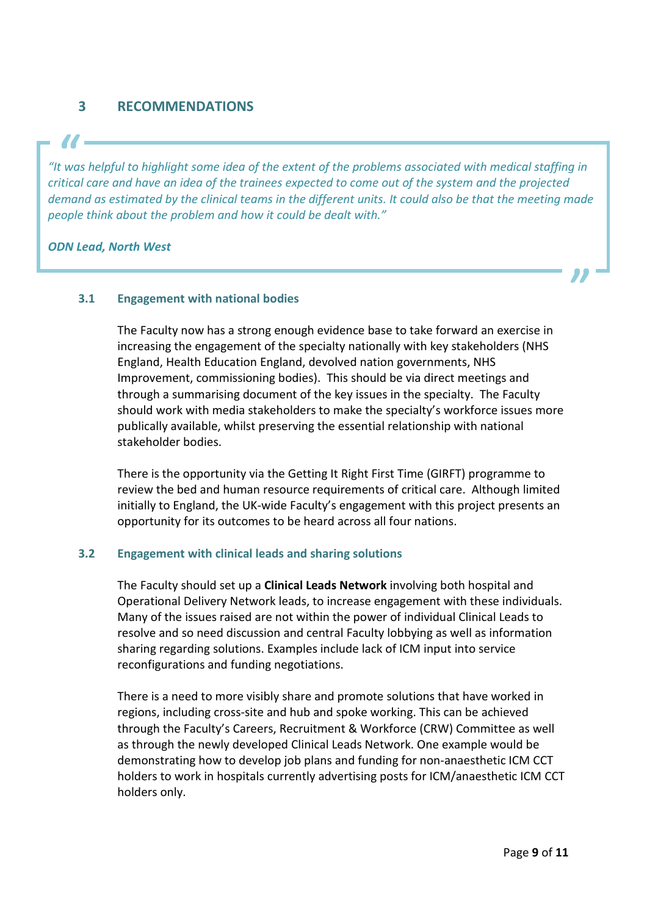## 3 RECOMMENDATIONS

> *"It was helpful to highlight some idea of the extent of the problems associated with medical staffing in critical care and have an idea of the trainees expected to come out of the system and the projected demand as estimated by the clinical teams in the different units. It could also be that the meeting made people think about the problem and how it could be dealt with."*
>
> ***ODN Lead, North West***

### 3.1 Engagement with national bodies

The Faculty now has a strong enough evidence base to take forward an exercise in increasing the engagement of the specialty nationally with key stakeholders (NHS England, Health Education England, devolved nation governments, NHS Improvement, commissioning bodies). This should be via direct meetings and through a summarising document of the key issues in the specialty. The Faculty should work with media stakeholders to make the specialty's workforce issues more publically available, whilst preserving the essential relationship with national stakeholder bodies.

There is the opportunity via the Getting It Right First Time (GIRFT) programme to review the bed and human resource requirements of critical care. Although limited initially to England, the UK-wide Faculty's engagement with this project presents an opportunity for its outcomes to be heard across all four nations.

### 3.2 Engagement with clinical leads and sharing solutions

The Faculty should set up a **Clinical Leads Network** involving both hospital and Operational Delivery Network leads, to increase engagement with these individuals. Many of the issues raised are not within the power of individual Clinical Leads to resolve and so need discussion and central Faculty lobbying as well as information sharing regarding solutions. Examples include lack of ICM input into service reconfigurations and funding negotiations.

There is a need to more visibly share and promote solutions that have worked in regions, including cross-site and hub and spoke working. This can be achieved through the Faculty's Careers, Recruitment & Workforce (CRW) Committee as well as through the newly developed Clinical Leads Network. One example would be demonstrating how to develop job plans and funding for non-anaesthetic ICM CCT holders to work in hospitals currently advertising posts for ICM/anaesthetic ICM CCT holders only.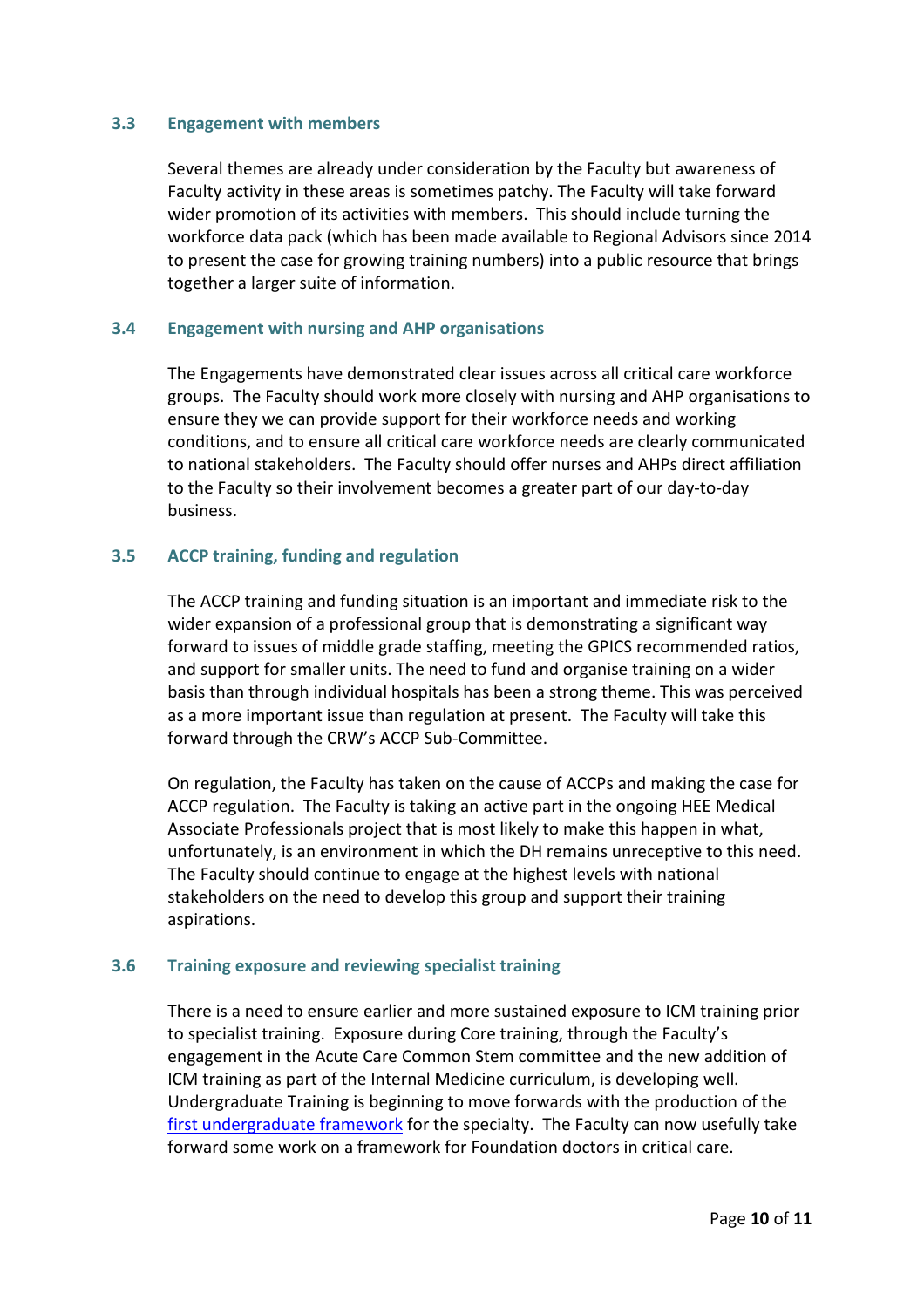### 3.3 Engagement with members

Several themes are already under consideration by the Faculty but awareness of Faculty activity in these areas is sometimes patchy. The Faculty will take forward wider promotion of its activities with members. This should include turning the workforce data pack (which has been made available to Regional Advisors since 2014 to present the case for growing training numbers) into a public resource that brings together a larger suite of information.

### 3.4 Engagement with nursing and AHP organisations

The Engagements have demonstrated clear issues across all critical care workforce groups. The Faculty should work more closely with nursing and AHP organisations to ensure they we can provide support for their workforce needs and working conditions, and to ensure all critical care workforce needs are clearly communicated to national stakeholders. The Faculty should offer nurses and AHPs direct affiliation to the Faculty so their involvement becomes a greater part of our day-to-day business.

### 3.5 ACCP training, funding and regulation

The ACCP training and funding situation is an important and immediate risk to the wider expansion of a professional group that is demonstrating a significant way forward to issues of middle grade staffing, meeting the GPICS recommended ratios, and support for smaller units. The need to fund and organise training on a wider basis than through individual hospitals has been a strong theme. This was perceived as a more important issue than regulation at present. The Faculty will take this forward through the CRW's ACCP Sub-Committee.

On regulation, the Faculty has taken on the cause of ACCPs and making the case for ACCP regulation. The Faculty is taking an active part in the ongoing HEE Medical Associate Professionals project that is most likely to make this happen in what, unfortunately, is an environment in which the DH remains unreceptive to this need. The Faculty should continue to engage at the highest levels with national stakeholders on the need to develop this group and support their training aspirations.

### 3.6 Training exposure and reviewing specialist training

There is a need to ensure earlier and more sustained exposure to ICM training prior to specialist training. Exposure during Core training, through the Faculty's engagement in the Acute Care Common Stem committee and the new addition of ICM training as part of the Internal Medicine curriculum, is developing well. Undergraduate Training is beginning to move forwards with the production of the first undergraduate framework for the specialty. The Faculty can now usefully take forward some work on a framework for Foundation doctors in critical care.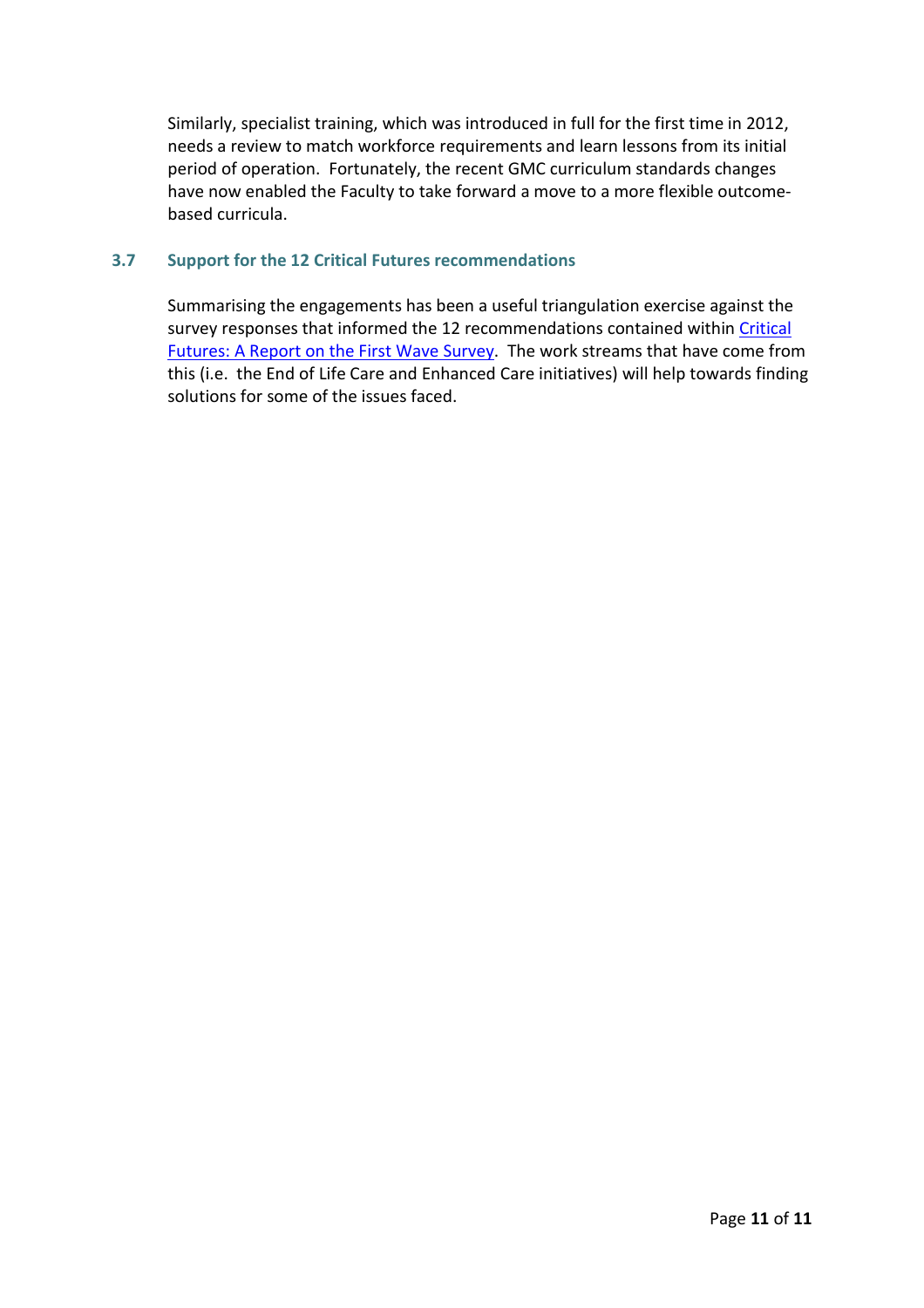Similarly, specialist training, which was introduced in full for the first time in 2012, needs a review to match workforce requirements and learn lessons from its initial period of operation. Fortunately, the recent GMC curriculum standards changes have now enabled the Faculty to take forward a move to a more flexible outcome-based curricula.

### 3.7 Support for the 12 Critical Futures recommendations

Summarising the engagements has been a useful triangulation exercise against the survey responses that informed the 12 recommendations contained within Critical Futures: A Report on the First Wave Survey. The work streams that have come from this (i.e. the End of Life Care and Enhanced Care initiatives) will help towards finding solutions for some of the issues faced.